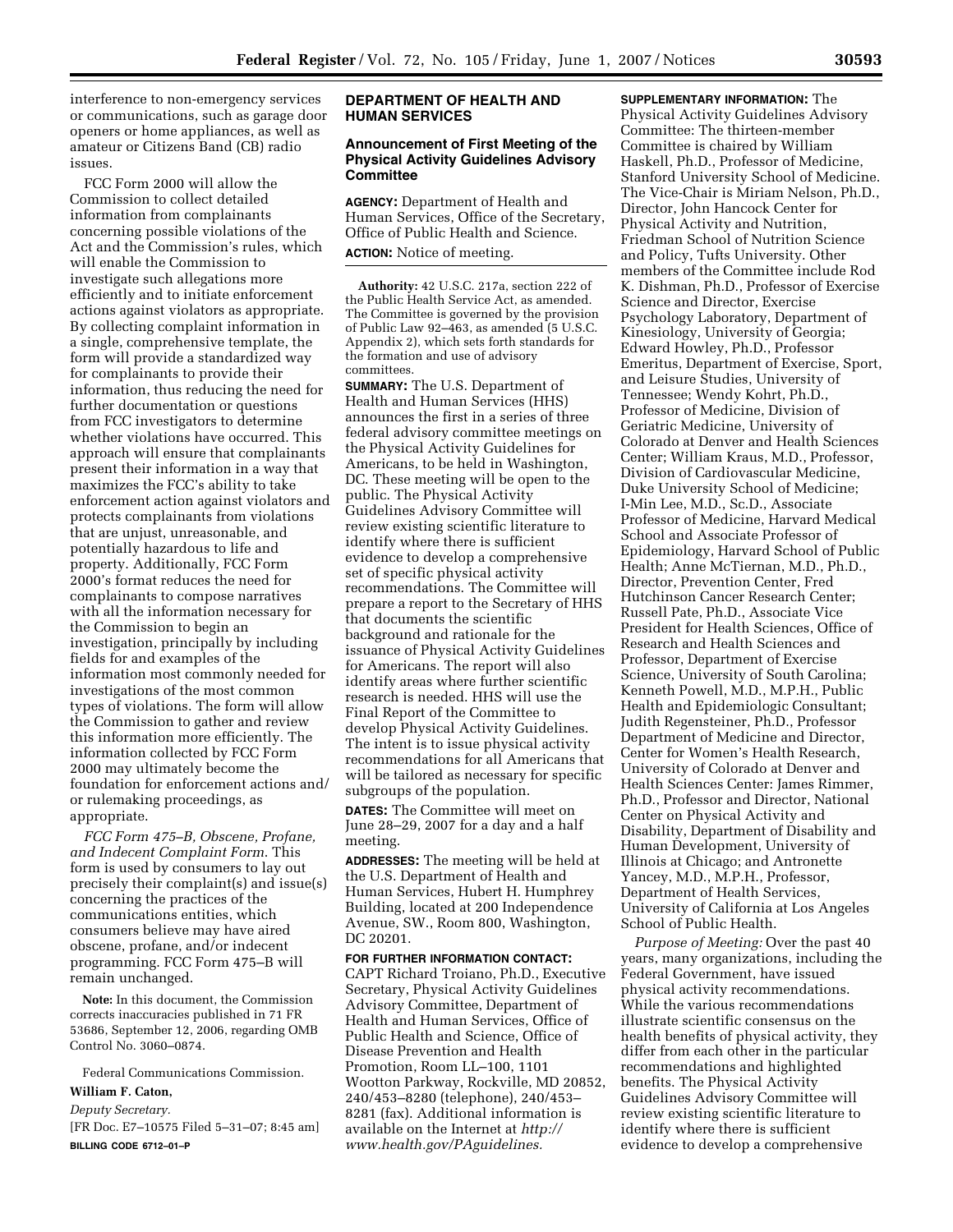interference to non-emergency services or communications, such as garage door openers or home appliances, as well as amateur or Citizens Band (CB) radio issues.

FCC Form 2000 will allow the Commission to collect detailed information from complainants concerning possible violations of the Act and the Commission's rules, which will enable the Commission to investigate such allegations more efficiently and to initiate enforcement actions against violators as appropriate. By collecting complaint information in a single, comprehensive template, the form will provide a standardized way for complainants to provide their information, thus reducing the need for further documentation or questions from FCC investigators to determine whether violations have occurred. This approach will ensure that complainants present their information in a way that maximizes the FCC's ability to take enforcement action against violators and protects complainants from violations that are unjust, unreasonable, and potentially hazardous to life and property. Additionally, FCC Form 2000's format reduces the need for complainants to compose narratives with all the information necessary for the Commission to begin an investigation, principally by including fields for and examples of the information most commonly needed for investigations of the most common types of violations. The form will allow the Commission to gather and review this information more efficiently. The information collected by FCC Form 2000 may ultimately become the foundation for enforcement actions and/or rulemaking proceedings, as appropriate.

*FCC Form 475–B, Obscene, Profane, and Indecent Complaint Form*. This form is used by consumers to lay out precisely their complaint(s) and issue(s) concerning the practices of the communications entities, which consumers believe may have aired obscene, profane, and/or indecent programming. FCC Form 475–B will remain unchanged.

**Note:** In this document, the Commission corrects inaccuracies published in 71 FR 53686, September 12, 2006, regarding OMB Control No. 3060–0874.

Federal Communications Commission.

**William F. Caton,**

*Deputy Secretary.*

[FR Doc. E7–10575 Filed 5–31–07; 8:45 am]

**BILLING CODE 6712–01–P**

## DEPARTMENT OF HEALTH AND HUMAN SERVICES

### Announcement of First Meeting of the Physical Activity Guidelines Advisory Committee

**AGENCY:** Department of Health and Human Services, Office of the Secretary, Office of Public Health and Science.

**ACTION:** Notice of meeting.

**Authority:** 42 U.S.C. 217a, section 222 of the Public Health Service Act, as amended. The Committee is governed by the provision of Public Law 92–463, as amended (5 U.S.C. Appendix 2), which sets forth standards for the formation and use of advisory committees.

**SUMMARY:** The U.S. Department of Health and Human Services (HHS) announces the first in a series of three federal advisory committee meetings on the Physical Activity Guidelines for Americans, to be held in Washington, DC. These meeting will be open to the public. The Physical Activity Guidelines Advisory Committee will review existing scientific literature to identify where there is sufficient evidence to develop a comprehensive set of specific physical activity recommendations. The Committee will prepare a report to the Secretary of HHS that documents the scientific background and rationale for the issuance of Physical Activity Guidelines for Americans. The report will also identify areas where further scientific research is needed. HHS will use the Final Report of the Committee to develop Physical Activity Guidelines. The intent is to issue physical activity recommendations for all Americans that will be tailored as necessary for specific subgroups of the population.

**DATES:** The Committee will meet on June 28–29, 2007 for a day and a half meeting.

**ADDRESSES:** The meeting will be held at the U.S. Department of Health and Human Services, Hubert H. Humphrey Building, located at 200 Independence Avenue, SW., Room 800, Washington, DC 20201.

**FOR FURTHER INFORMATION CONTACT:** CAPT Richard Troiano, Ph.D., Executive Secretary, Physical Activity Guidelines Advisory Committee, Department of Health and Human Services, Office of Public Health and Science, Office of Disease Prevention and Health Promotion, Room LL–100, 1101 Wootton Parkway, Rockville, MD 20852, 240/453–8280 (telephone), 240/453–8281 (fax). Additional information is available on the Internet at *http://www.health.gov/PAguidelines.*

**SUPPLEMENTARY INFORMATION:** The Physical Activity Guidelines Advisory Committee: The thirteen-member Committee is chaired by William Haskell, Ph.D., Professor of Medicine, Stanford University School of Medicine. The Vice-Chair is Miriam Nelson, Ph.D., Director, John Hancock Center for Physical Activity and Nutrition, Friedman School of Nutrition Science and Policy, Tufts University. Other members of the Committee include Rod K. Dishman, Ph.D., Professor of Exercise Science and Director, Exercise Psychology Laboratory, Department of Kinesiology, University of Georgia; Edward Howley, Ph.D., Professor Emeritus, Department of Exercise, Sport, and Leisure Studies, University of Tennessee; Wendy Kohrt, Ph.D., Professor of Medicine, Division of Geriatric Medicine, University of Colorado at Denver and Health Sciences Center; William Kraus, M.D., Professor, Division of Cardiovascular Medicine, Duke University School of Medicine; I-Min Lee, M.D., Sc.D., Associate Professor of Medicine, Harvard Medical School and Associate Professor of Epidemiology, Harvard School of Public Health; Anne McTiernan, M.D., Ph.D., Director, Prevention Center, Fred Hutchinson Cancer Research Center; Russell Pate, Ph.D., Associate Vice President for Health Sciences, Office of Research and Health Sciences and Professor, Department of Exercise Science, University of South Carolina; Kenneth Powell, M.D., M.P.H., Public Health and Epidemiologic Consultant; Judith Regensteiner, Ph.D., Professor Department of Medicine and Director, Center for Women's Health Research, University of Colorado at Denver and Health Sciences Center: James Rimmer, Ph.D., Professor and Director, National Center on Physical Activity and Disability, Department of Disability and Human Development, University of Illinois at Chicago; and Antronette Yancey, M.D., M.P.H., Professor, Department of Health Services, University of California at Los Angeles School of Public Health.

*Purpose of Meeting:* Over the past 40 years, many organizations, including the Federal Government, have issued physical activity recommendations. While the various recommendations illustrate scientific consensus on the health benefits of physical activity, they differ from each other in the particular recommendations and highlighted benefits. The Physical Activity Guidelines Advisory Committee will review existing scientific literature to identify where there is sufficient evidence to develop a comprehensive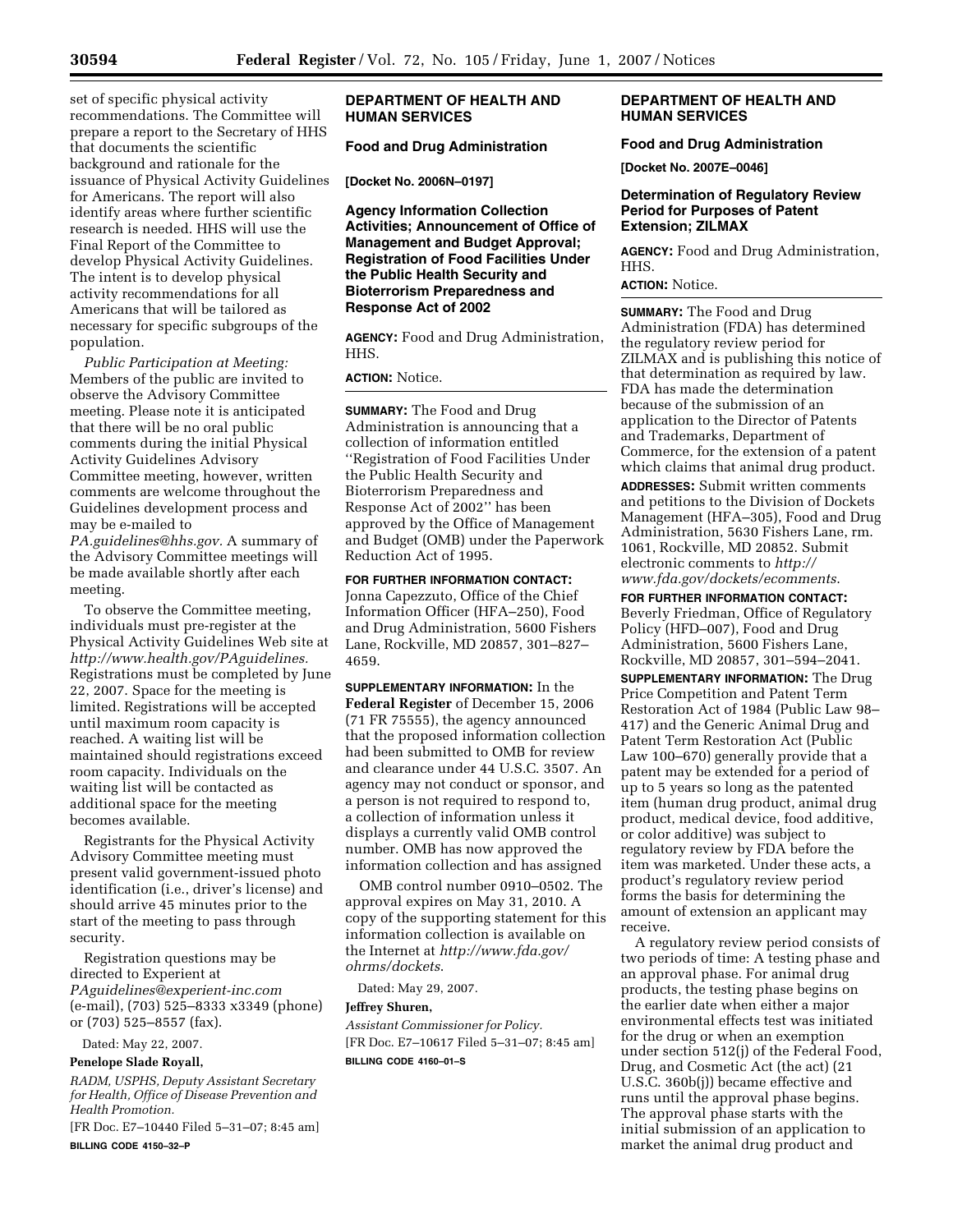set of specific physical activity recommendations. The Committee will prepare a report to the Secretary of HHS that documents the scientific background and rationale for the issuance of Physical Activity Guidelines for Americans. The report will also identify areas where further scientific research is needed. HHS will use the Final Report of the Committee to develop Physical Activity Guidelines. The intent is to develop physical activity recommendations for all Americans that will be tailored as necessary for specific subgroups of the population.

*Public Participation at Meeting:* Members of the public are invited to observe the Advisory Committee meeting. Please note it is anticipated that there will be no oral public comments during the initial Physical Activity Guidelines Advisory Committee meeting, however, written comments are welcome throughout the Guidelines development process and may be e-mailed to *PA.guidelines@hhs.gov.* A summary of the Advisory Committee meetings will be made available shortly after each meeting.

To observe the Committee meeting, individuals must pre-register at the Physical Activity Guidelines Web site at *http://www.health.gov/PAguidelines.* Registrations must be completed by June 22, 2007. Space for the meeting is limited. Registrations will be accepted until maximum room capacity is reached. A waiting list will be maintained should registrations exceed room capacity. Individuals on the waiting list will be contacted as additional space for the meeting becomes available.

Registrants for the Physical Activity Advisory Committee meeting must present valid government-issued photo identification (i.e., driver's license) and should arrive 45 minutes prior to the start of the meeting to pass through security.

Registration questions may be directed to Experient at *PAguidelines@experient-inc.com* (e-mail), (703) 525–8333 x3349 (phone) or (703) 525–8557 (fax).

Dated: May 22, 2007.

**Penelope Slade Royall,**

*RADM, USPHS, Deputy Assistant Secretary for Health, Office of Disease Prevention and Health Promotion.*

[FR Doc. E7–10440 Filed 5–31–07; 8:45 am]

**BILLING CODE 4150–32–P**

## DEPARTMENT OF HEALTH AND HUMAN SERVICES

### Food and Drug Administration

**[Docket No. 2006N–0197]**

### Agency Information Collection Activities; Announcement of Office of Management and Budget Approval; Registration of Food Facilities Under the Public Health Security and Bioterrorism Preparedness and Response Act of 2002

**AGENCY:** Food and Drug Administration, HHS.

**ACTION:** Notice.

**SUMMARY:** The Food and Drug Administration is announcing that a collection of information entitled ''Registration of Food Facilities Under the Public Health Security and Bioterrorism Preparedness and Response Act of 2002'' has been approved by the Office of Management and Budget (OMB) under the Paperwork Reduction Act of 1995.

**FOR FURTHER INFORMATION CONTACT:** Jonna Capezzuto, Office of the Chief Information Officer (HFA–250), Food and Drug Administration, 5600 Fishers Lane, Rockville, MD 20857, 301–827–4659.

**SUPPLEMENTARY INFORMATION:** In the **Federal Register** of December 15, 2006 (71 FR 75555), the agency announced that the proposed information collection had been submitted to OMB for review and clearance under 44 U.S.C. 3507. An agency may not conduct or sponsor, and a person is not required to respond to, a collection of information unless it displays a currently valid OMB control number. OMB has now approved the information collection and has assigned OMB control number 0910–0502. The approval expires on May 31, 2010. A copy of the supporting statement for this information collection is available on the Internet at *http://www.fda.gov/ohrms/dockets*.

Dated: May 29, 2007.

**Jeffrey Shuren,**

*Assistant Commissioner for Policy.*

[FR Doc. E7–10617 Filed 5–31–07; 8:45 am]

**BILLING CODE 4160–01–S**

## DEPARTMENT OF HEALTH AND HUMAN SERVICES

### Food and Drug Administration

**[Docket No. 2007E–0046]**

### Determination of Regulatory Review Period for Purposes of Patent Extension; ZILMAX

**AGENCY:** Food and Drug Administration, HHS.

**ACTION:** Notice.

**SUMMARY:** The Food and Drug Administration (FDA) has determined the regulatory review period for ZILMAX and is publishing this notice of that determination as required by law. FDA has made the determination because of the submission of an application to the Director of Patents and Trademarks, Department of Commerce, for the extension of a patent which claims that animal drug product.

**ADDRESSES:** Submit written comments and petitions to the Division of Dockets Management (HFA–305), Food and Drug Administration, 5630 Fishers Lane, rm. 1061, Rockville, MD 20852. Submit electronic comments to *http://www.fda.gov/dockets/ecomments.*

**FOR FURTHER INFORMATION CONTACT:** Beverly Friedman, Office of Regulatory Policy (HFD–007), Food and Drug Administration, 5600 Fishers Lane, Rockville, MD 20857, 301–594–2041.

**SUPPLEMENTARY INFORMATION:** The Drug Price Competition and Patent Term Restoration Act of 1984 (Public Law 98–417) and the Generic Animal Drug and Patent Term Restoration Act (Public Law 100–670) generally provide that a patent may be extended for a period of up to 5 years so long as the patented item (human drug product, animal drug product, medical device, food additive, or color additive) was subject to regulatory review by FDA before the item was marketed. Under these acts, a product's regulatory review period forms the basis for determining the amount of extension an applicant may receive.

A regulatory review period consists of two periods of time: A testing phase and an approval phase. For animal drug products, the testing phase begins on the earlier date when either a major environmental effects test was initiated for the drug or when an exemption under section 512(j) of the Federal Food, Drug, and Cosmetic Act (the act) (21 U.S.C. 360b(j)) became effective and runs until the approval phase begins. The approval phase starts with the initial submission of an application to market the animal drug product and